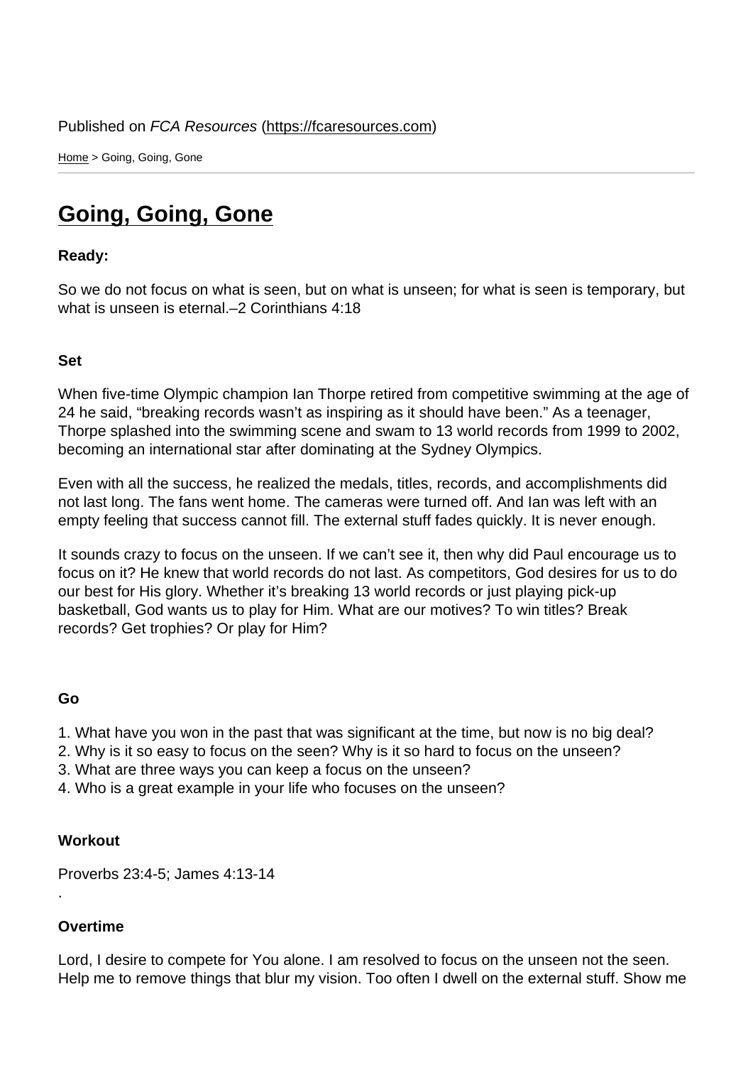Published on *FCA Resources* (https://fcaresources.com)

Home > Going, Going, Gone

# Going, Going, Gone

**Ready:**

So we do not focus on what is seen, but on what is unseen; for what is seen is temporary, but what is unseen is eternal.–2 Corinthians 4:18

**Set**

When five-time Olympic champion Ian Thorpe retired from competitive swimming at the age of 24 he said, "breaking records wasn't as inspiring as it should have been." As a teenager, Thorpe splashed into the swimming scene and swam to 13 world records from 1999 to 2002, becoming an international star after dominating at the Sydney Olympics.

Even with all the success, he realized the medals, titles, records, and accomplishments did not last long. The fans went home. The cameras were turned off. And Ian was left with an empty feeling that success cannot fill. The external stuff fades quickly. It is never enough.

It sounds crazy to focus on the unseen. If we can't see it, then why did Paul encourage us to focus on it? He knew that world records do not last. As competitors, God desires for us to do our best for His glory. Whether it's breaking 13 world records or just playing pick-up basketball, God wants us to play for Him. What are our motives? To win titles? Break records? Get trophies? Or play for Him?

**Go**

1. What have you won in the past that was significant at the time, but now is no big deal?
2. Why is it so easy to focus on the seen? Why is it so hard to focus on the unseen?
3. What are three ways you can keep a focus on the unseen?
4. Who is a great example in your life who focuses on the unseen?

**Workout**

Proverbs 23:4-5; James 4:13-14

.

**Overtime**

Lord, I desire to compete for You alone. I am resolved to focus on the unseen not the seen. Help me to remove things that blur my vision. Too often I dwell on the external stuff. Show me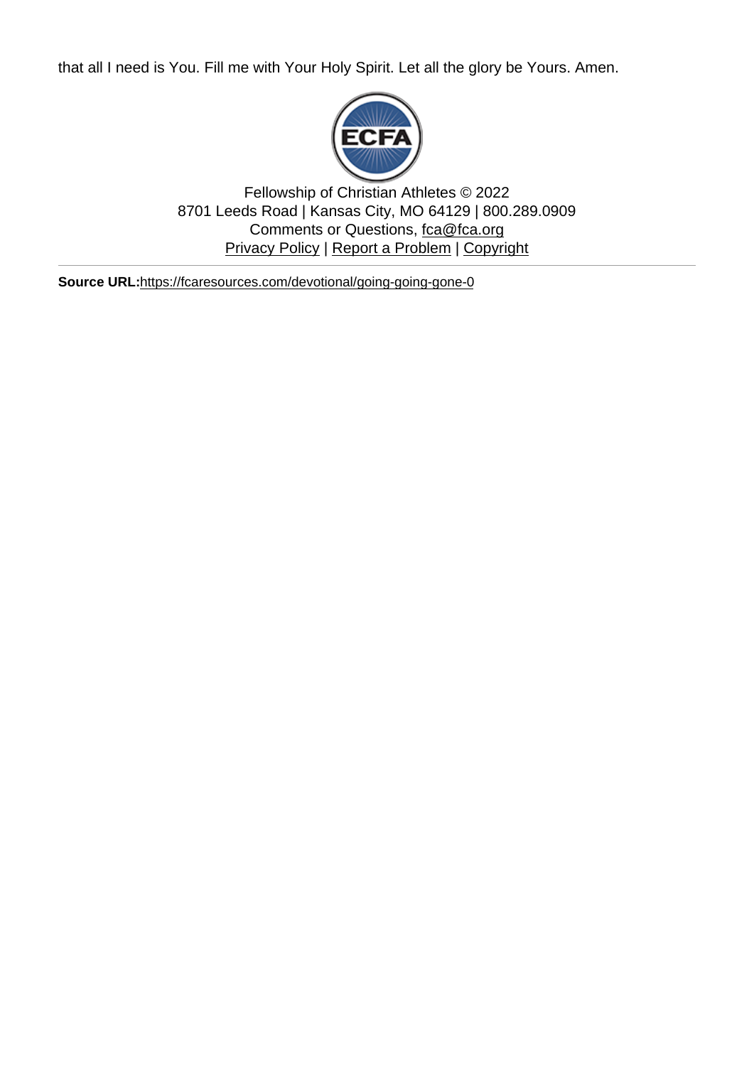that all I need is You. Fill me with Your Holy Spirit. Let all the glory be Yours. Amen.

Fellowship of Christian Athletes © 2022
8701 Leeds Road | Kansas City, MO 64129 | 800.289.0909
Comments or Questions, fca@fca.org
Privacy Policy | Report a Problem | Copyright

---

**Source URL:**https://fcaresources.com/devotional/going-going-gone-0